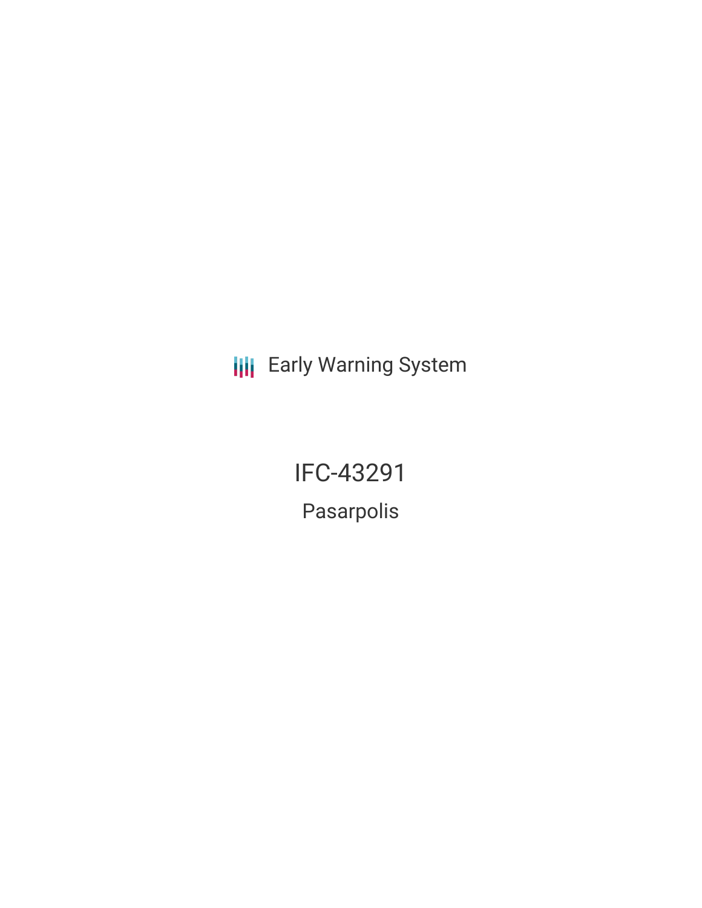Early Warning System

# IFC-43291

## Pasarpolis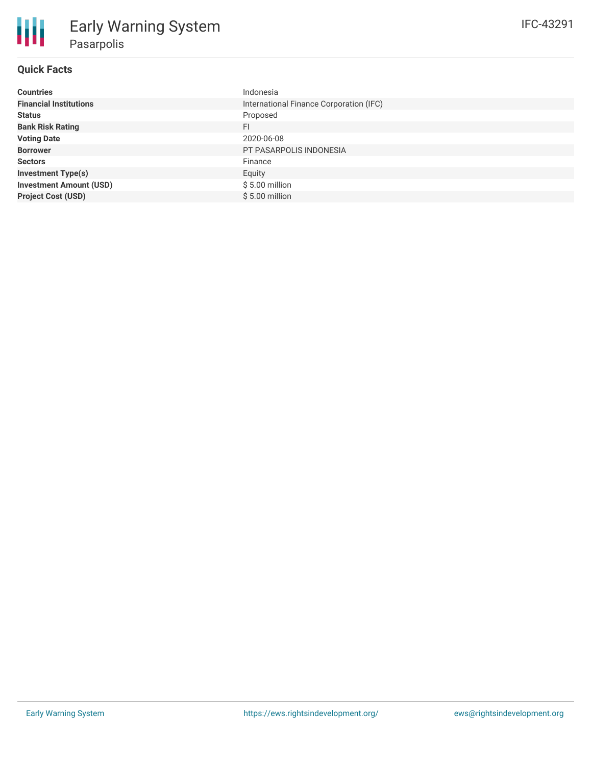# Early Warning System

## Pasarpolis

IFC-43291

### Quick Facts

| | |
|---|---|
| **Countries** | Indonesia |
| **Financial Institutions** | International Finance Corporation (IFC) |
| **Status** | Proposed |
| **Bank Risk Rating** | FI |
| **Voting Date** | 2020-06-08 |
| **Borrower** | PT PASARPOLIS INDONESIA |
| **Sectors** | Finance |
| **Investment Type(s)** | Equity |
| **Investment Amount (USD)** | $ 5.00 million |
| **Project Cost (USD)** | $ 5.00 million |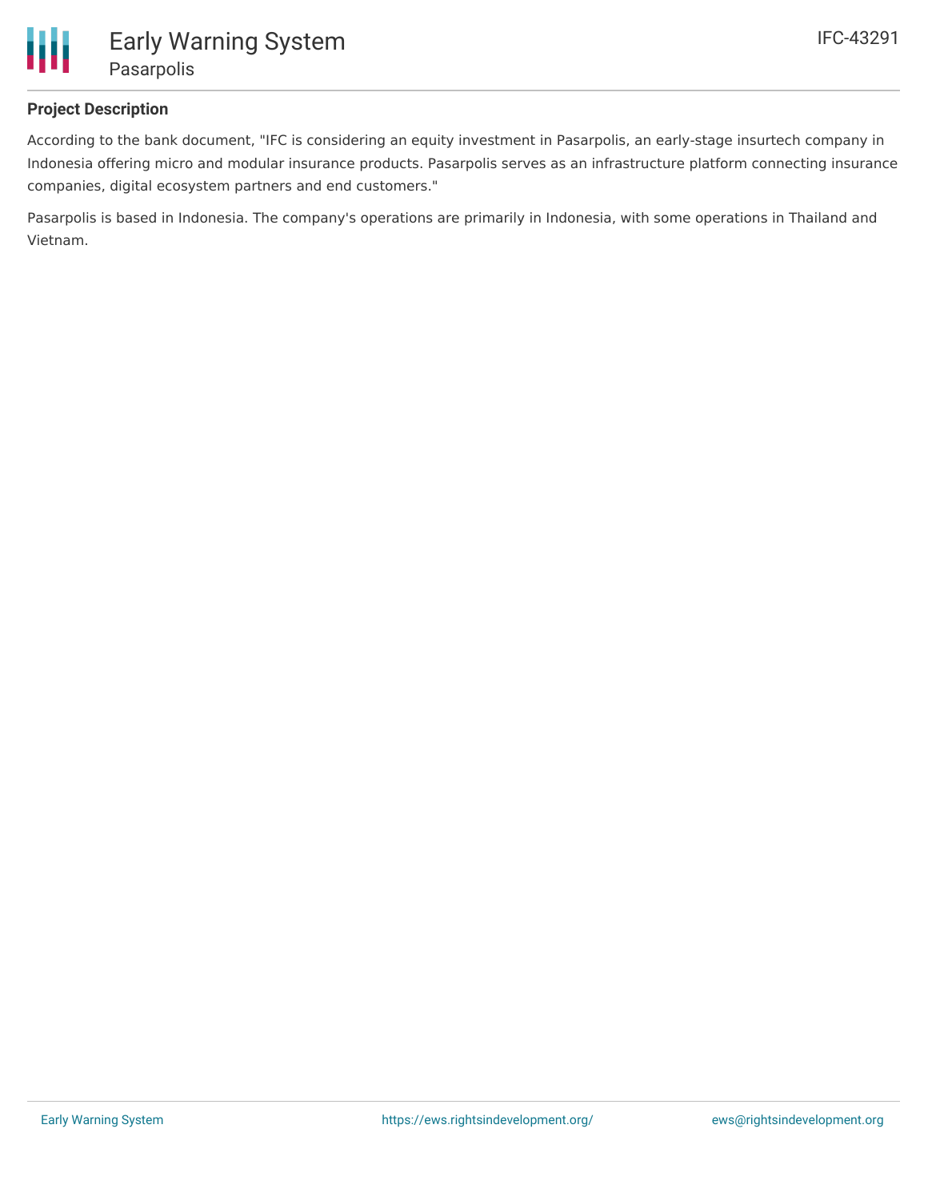### Project Description

According to the bank document, "IFC is considering an equity investment in Pasarpolis, an early-stage insurtech company in Indonesia offering micro and modular insurance products. Pasarpolis serves as an infrastructure platform connecting insurance companies, digital ecosystem partners and end customers."

Pasarpolis is based in Indonesia. The company's operations are primarily in Indonesia, with some operations in Thailand and Vietnam.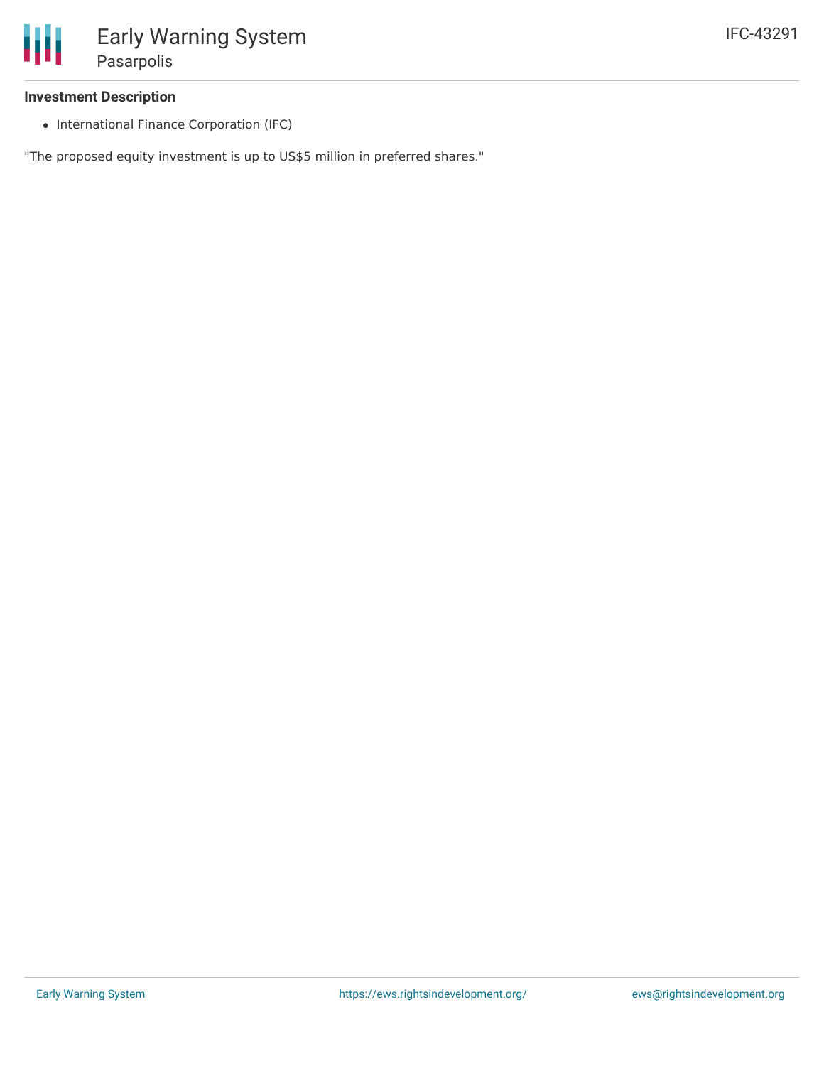### Investment Description

- International Finance Corporation (IFC)

"The proposed equity investment is up to US$5 million in preferred shares."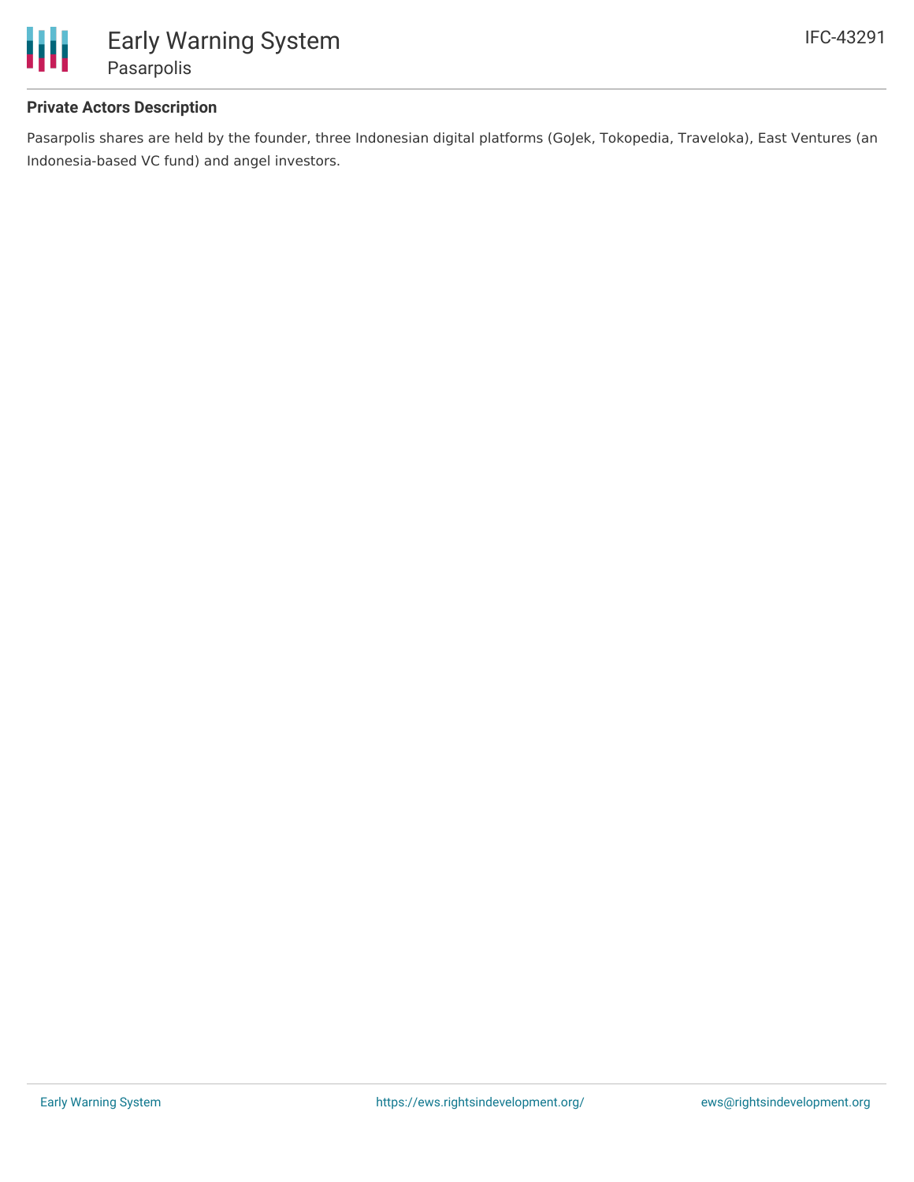**Private Actors Description**

Pasarpolis shares are held by the founder, three Indonesian digital platforms (GoJek, Tokopedia, Traveloka), East Ventures (an Indonesia-based VC fund) and angel investors.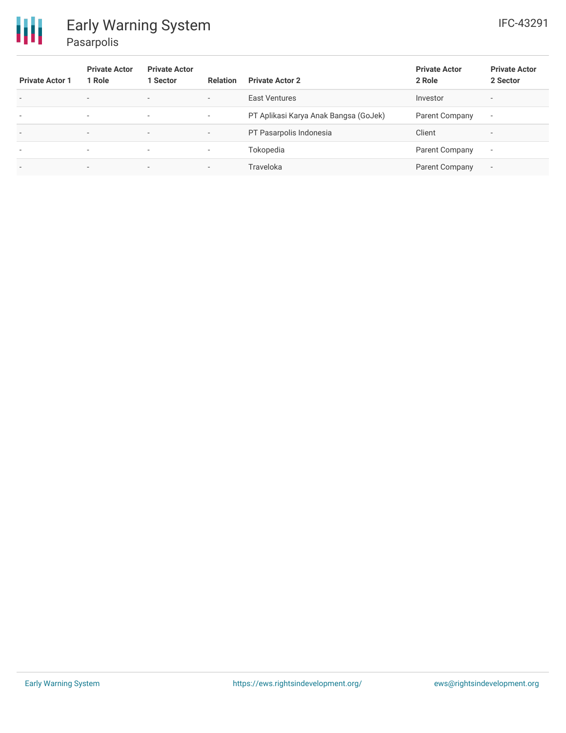| Private Actor 1 | Private Actor 1 Role | Private Actor 1 Sector | Relation | Private Actor 2 | Private Actor 2 Role | Private Actor 2 Sector |
|---|---|---|---|---|---|---|
| - | - | - | - | East Ventures | Investor | - |
| - | - | - | - | PT Aplikasi Karya Anak Bangsa (GoJek) | Parent Company | - |
| - | - | - | - | PT Pasarpolis Indonesia | Client | - |
| - | - | - | - | Tokopedia | Parent Company | - |
| - | - | - | - | Traveloka | Parent Company | - |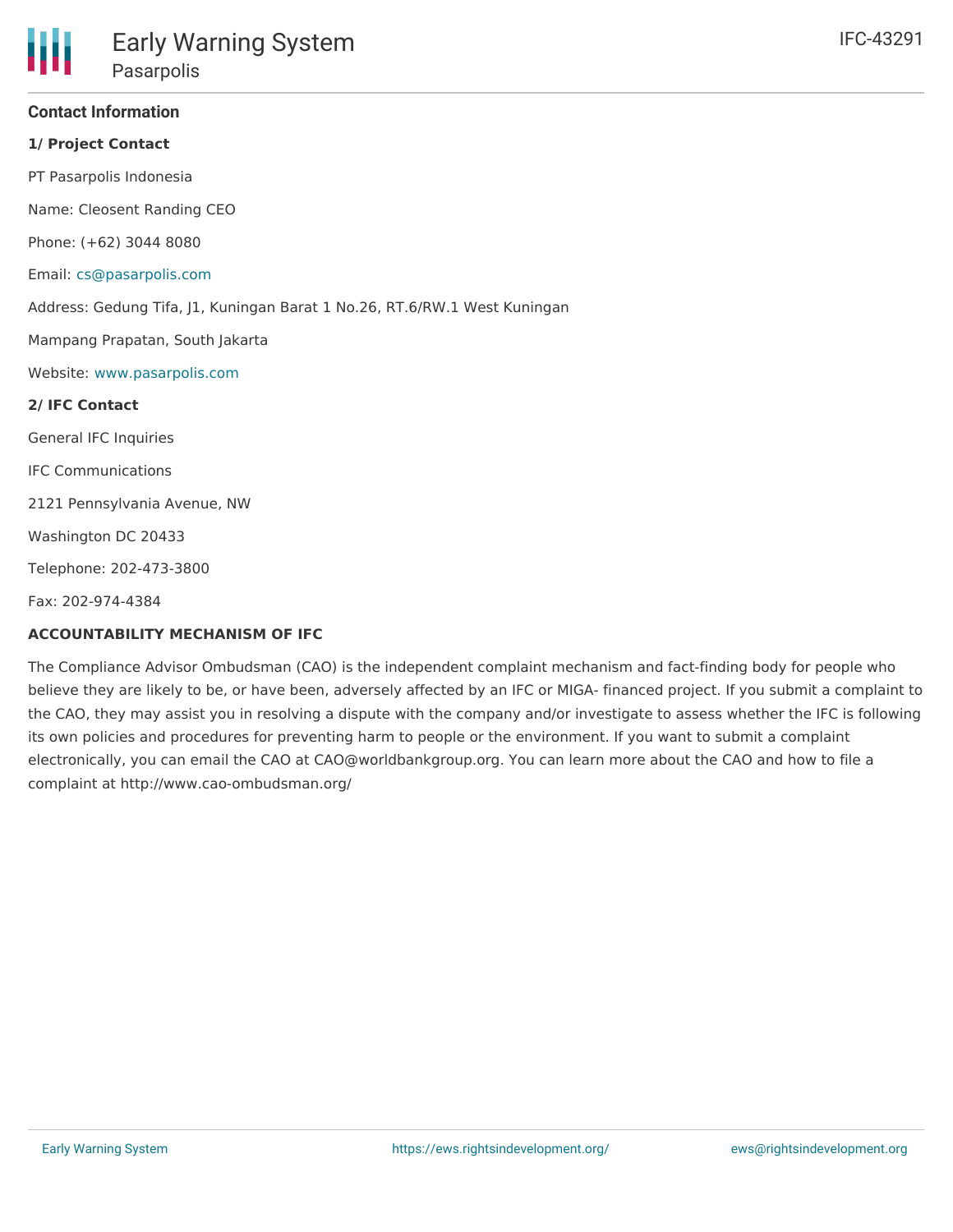## Contact Information

**1/ Project Contact**

PT Pasarpolis Indonesia

Name: Cleosent Randing CEO

Phone: (+62) 3044 8080

Email: cs@pasarpolis.com

Address: Gedung Tifa, J1, Kuningan Barat 1 No.26, RT.6/RW.1 West Kuningan

Mampang Prapatan, South Jakarta

Website: www.pasarpolis.com

**2/ IFC Contact**

General IFC Inquiries

IFC Communications

2121 Pennsylvania Avenue, NW

Washington DC 20433

Telephone: 202-473-3800

Fax: 202-974-4384

**ACCOUNTABILITY MECHANISM OF IFC**

The Compliance Advisor Ombudsman (CAO) is the independent complaint mechanism and fact-finding body for people who believe they are likely to be, or have been, adversely affected by an IFC or MIGA- financed project. If you submit a complaint to the CAO, they may assist you in resolving a dispute with the company and/or investigate to assess whether the IFC is following its own policies and procedures for preventing harm to people or the environment. If you want to submit a complaint electronically, you can email the CAO at CAO@worldbankgroup.org. You can learn more about the CAO and how to file a complaint at http://www.cao-ombudsman.org/